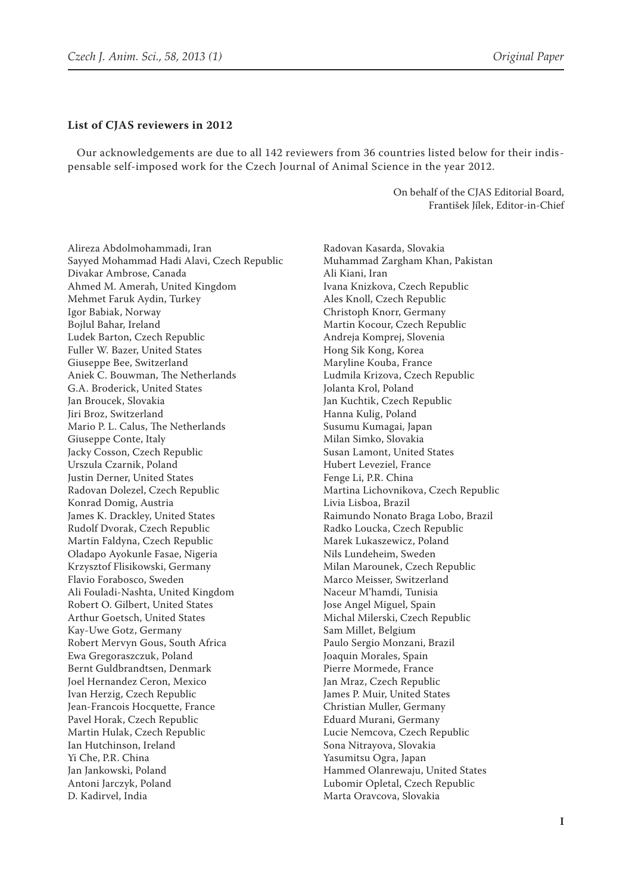**List of CJAS reviewers in 2012**

Our acknowledgements are due to all 142 reviewers from 36 countries listed below for their indispensable self-imposed work for the Czech Journal of Animal Science in the year 2012.

On behalf of the CJAS Editorial Board,
František Jílek, Editor-in-Chief

Alireza Abdolmohammadi, Iran
Sayyed Mohammad Hadi Alavi, Czech Republic
Divakar Ambrose, Canada
Ahmed M. Amerah, United Kingdom
Mehmet Faruk Aydin, Turkey
Igor Babiak, Norway
Bojlul Bahar, Ireland
Ludek Barton, Czech Republic
Fuller W. Bazer, United States
Giuseppe Bee, Switzerland
Aniek C. Bouwman, The Netherlands
G.A. Broderick, United States
Jan Broucek, Slovakia
Jiri Broz, Switzerland
Mario P. L. Calus, The Netherlands
Giuseppe Conte, Italy
Jacky Cosson, Czech Republic
Urszula Czarnik, Poland
Justin Derner, United States
Radovan Dolezel, Czech Republic
Konrad Domig, Austria
James K. Drackley, United States
Rudolf Dvorak, Czech Republic
Martin Faldyna, Czech Republic
Oladapo Ayokunle Fasae, Nigeria
Krzysztof Flisikowski, Germany
Flavio Forabosco, Sweden
Ali Fouladi-Nashta, United Kingdom
Robert O. Gilbert, United States
Arthur Goetsch, United States
Kay-Uwe Gotz, Germany
Robert Mervyn Gous, South Africa
Ewa Gregoraszczuk, Poland
Bernt Guldbrandtsen, Denmark
Joel Hernandez Ceron, Mexico
Ivan Herzig, Czech Republic
Jean-Francois Hocquette, France
Pavel Horak, Czech Republic
Martin Hulak, Czech Republic
Ian Hutchinson, Ireland
Yi Che, P.R. China
Jan Jankowski, Poland
Antoni Jarczyk, Poland
D. Kadirvel, India
Radovan Kasarda, Slovakia
Muhammad Zargham Khan, Pakistan
Ali Kiani, Iran
Ivana Knizkova, Czech Republic
Ales Knoll, Czech Republic
Christoph Knorr, Germany
Martin Kocour, Czech Republic
Andreja Komprej, Slovenia
Hong Sik Kong, Korea
Maryline Kouba, France
Ludmila Krizova, Czech Republic
Jolanta Krol, Poland
Jan Kuchtik, Czech Republic
Hanna Kulig, Poland
Susumu Kumagai, Japan
Milan Simko, Slovakia
Susan Lamont, United States
Hubert Leveziel, France
Fenge Li, P.R. China
Martina Lichovnikova, Czech Republic
Livia Lisboa, Brazil
Raimundo Nonato Braga Lobo, Brazil
Radko Loucka, Czech Republic
Marek Lukaszewicz, Poland
Nils Lundeheim, Sweden
Milan Marounek, Czech Republic
Marco Meisser, Switzerland
Naceur M'hamdi, Tunisia
Jose Angel Miguel, Spain
Michal Milerski, Czech Republic
Sam Millet, Belgium
Paulo Sergio Monzani, Brazil
Joaquin Morales, Spain
Pierre Mormede, France
Jan Mraz, Czech Republic
James P. Muir, United States
Christian Muller, Germany
Eduard Murani, Germany
Lucie Nemcova, Czech Republic
Sona Nitrayova, Slovakia
Yasumitsu Ogra, Japan
Hammed Olanrewaju, United States
Lubomir Opletal, Czech Republic
Marta Oravcova, Slovakia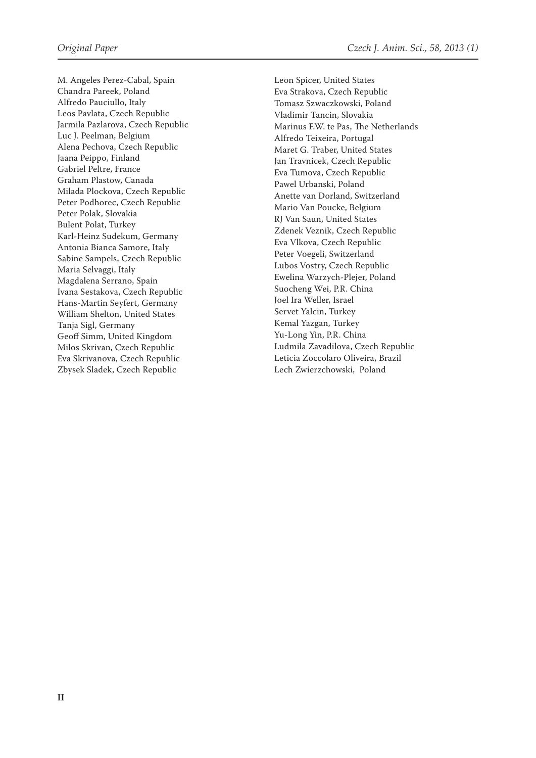M. Angeles Perez-Cabal, Spain
Chandra Pareek, Poland
Alfredo Pauciullo, Italy
Leos Pavlata, Czech Republic
Jarmila Pazlarova, Czech Republic
Luc J. Peelman, Belgium
Alena Pechova, Czech Republic
Jaana Peippo, Finland
Gabriel Peltre, France
Graham Plastow, Canada
Milada Plockova, Czech Republic
Peter Podhorec, Czech Republic
Peter Polak, Slovakia
Bulent Polat, Turkey
Karl-Heinz Sudekum, Germany
Antonia Bianca Samore, Italy
Sabine Sampels, Czech Republic
Maria Selvaggi, Italy
Magdalena Serrano, Spain
Ivana Sestakova, Czech Republic
Hans-Martin Seyfert, Germany
William Shelton, United States
Tanja Sigl, Germany
Geoff Simm, United Kingdom
Milos Skrivan, Czech Republic
Eva Skrivanova, Czech Republic
Zbysek Sladek, Czech Republic
Leon Spicer, United States
Eva Strakova, Czech Republic
Tomasz Szwaczkowski, Poland
Vladimir Tancin, Slovakia
Marinus F.W. te Pas, The Netherlands
Alfredo Teixeira, Portugal
Maret G. Traber, United States
Jan Travnicek, Czech Republic
Eva Tumova, Czech Republic
Pawel Urbanski, Poland
Anette van Dorland, Switzerland
Mario Van Poucke, Belgium
RJ Van Saun, United States
Zdenek Veznik, Czech Republic
Eva Vlkova, Czech Republic
Peter Voegeli, Switzerland
Lubos Vostry, Czech Republic
Ewelina Warzych-Plejer, Poland
Suocheng Wei, P.R. China
Joel Ira Weller, Israel
Servet Yalcin, Turkey
Kemal Yazgan, Turkey
Yu-Long Yin, P.R. China
Ludmila Zavadilova, Czech Republic
Leticia Zoccolaro Oliveira, Brazil
Lech Zwierzchowski, Poland